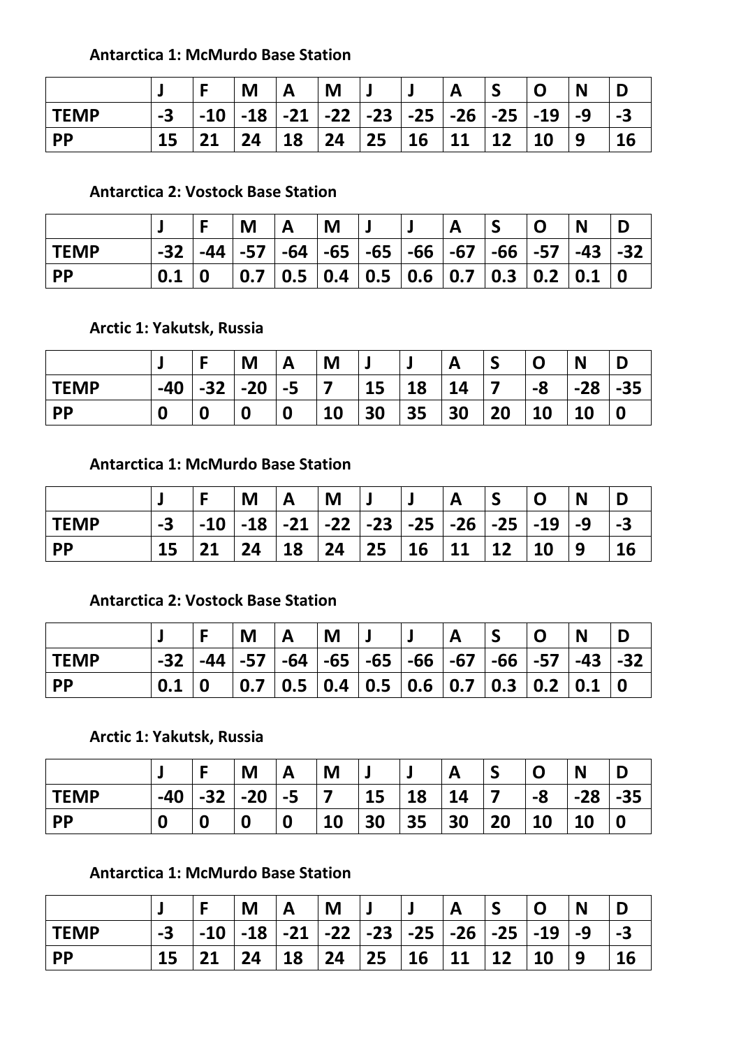**Antarctica 1: McMurdo Base Station**

| | J | F | M | A | M | J | J | A | S | O | N | D |
|---|---|---|---|---|---|---|---|---|---|---|---|---|
| **TEMP** | -3 | -10 | -18 | -21 | -22 | -23 | -25 | -26 | -25 | -19 | -9 | -3 |
| **PP** | 15 | 21 | 24 | 18 | 24 | 25 | 16 | 11 | 12 | 10 | 9 | 16 |

**Antarctica 2: Vostock Base Station**

| | J | F | M | A | M | J | J | A | S | O | N | D |
|---|---|---|---|---|---|---|---|---|---|---|---|---|
| **TEMP** | -32 | -44 | -57 | -64 | -65 | -65 | -66 | -67 | -66 | -57 | -43 | -32 |
| **PP** | 0.1 | 0 | 0.7 | 0.5 | 0.4 | 0.5 | 0.6 | 0.7 | 0.3 | 0.2 | 0.1 | 0 |

**Arctic 1: Yakutsk, Russia**

| | J | F | M | A | M | J | J | A | S | O | N | D |
|---|---|---|---|---|---|---|---|---|---|---|---|---|
| **TEMP** | -40 | -32 | -20 | -5 | 7 | 15 | 18 | 14 | 7 | -8 | -28 | -35 |
| **PP** | 0 | 0 | 0 | 0 | 10 | 30 | 35 | 30 | 20 | 10 | 10 | 0 |

**Antarctica 1: McMurdo Base Station**

| | J | F | M | A | M | J | J | A | S | O | N | D |
|---|---|---|---|---|---|---|---|---|---|---|---|---|
| **TEMP** | -3 | -10 | -18 | -21 | -22 | -23 | -25 | -26 | -25 | -19 | -9 | -3 |
| **PP** | 15 | 21 | 24 | 18 | 24 | 25 | 16 | 11 | 12 | 10 | 9 | 16 |

**Antarctica 2: Vostock Base Station**

| | J | F | M | A | M | J | J | A | S | O | N | D |
|---|---|---|---|---|---|---|---|---|---|---|---|---|
| **TEMP** | -32 | -44 | -57 | -64 | -65 | -65 | -66 | -67 | -66 | -57 | -43 | -32 |
| **PP** | 0.1 | 0 | 0.7 | 0.5 | 0.4 | 0.5 | 0.6 | 0.7 | 0.3 | 0.2 | 0.1 | 0 |

**Arctic 1: Yakutsk, Russia**

| | J | F | M | A | M | J | J | A | S | O | N | D |
|---|---|---|---|---|---|---|---|---|---|---|---|---|
| **TEMP** | -40 | -32 | -20 | -5 | 7 | 15 | 18 | 14 | 7 | -8 | -28 | -35 |
| **PP** | 0 | 0 | 0 | 0 | 10 | 30 | 35 | 30 | 20 | 10 | 10 | 0 |

**Antarctica 1: McMurdo Base Station**

| | J | F | M | A | M | J | J | A | S | O | N | D |
|---|---|---|---|---|---|---|---|---|---|---|---|---|
| **TEMP** | -3 | -10 | -18 | -21 | -22 | -23 | -25 | -26 | -25 | -19 | -9 | -3 |
| **PP** | 15 | 21 | 24 | 18 | 24 | 25 | 16 | 11 | 12 | 10 | 9 | 16 |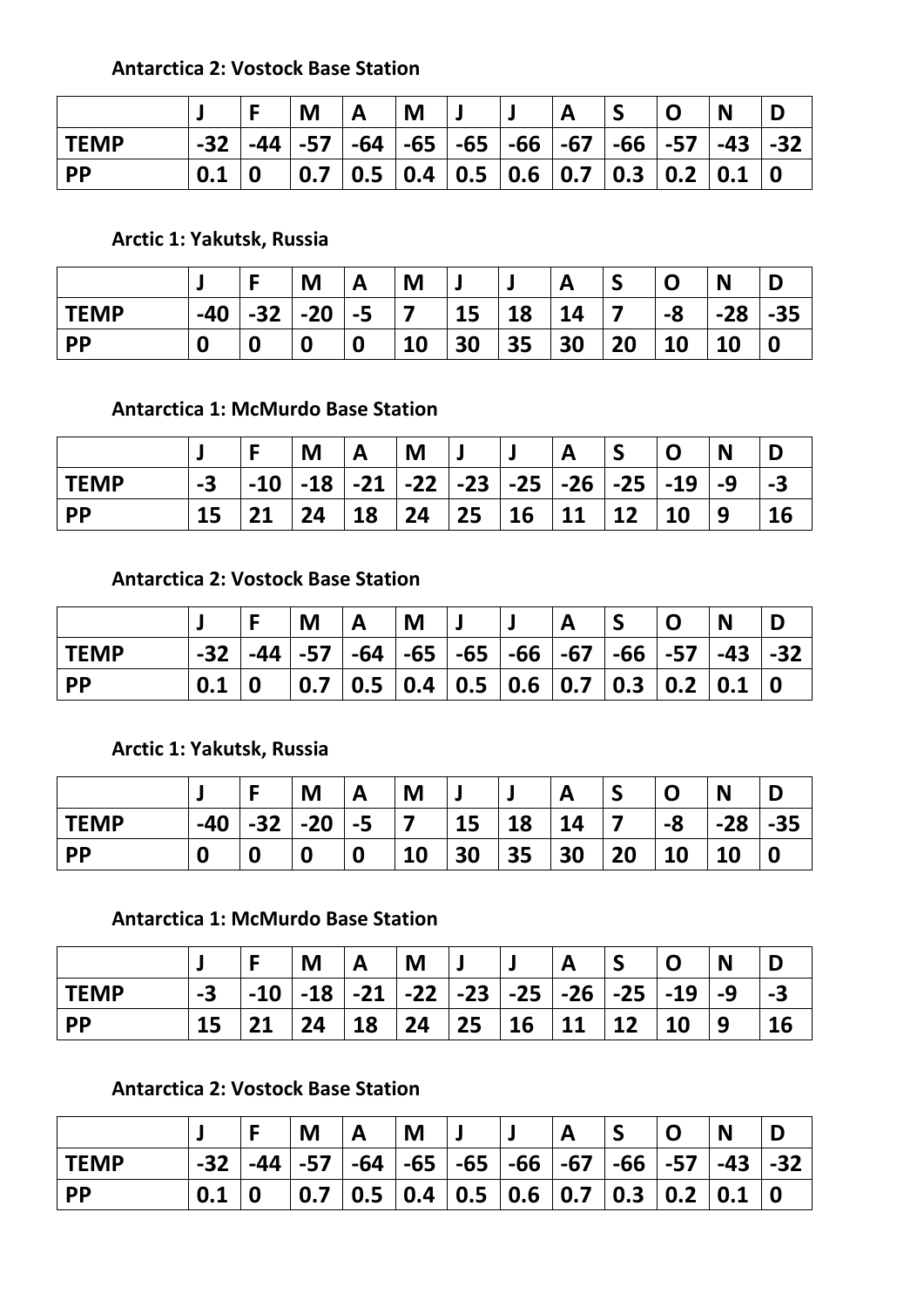**Antarctica 2: Vostock Base Station**

| | J | F | M | A | M | J | J | A | S | O | N | D |
|---|---|---|---|---|---|---|---|---|---|---|---|---|
| **TEMP** | -32 | -44 | -57 | -64 | -65 | -65 | -66 | -67 | -66 | -57 | -43 | -32 |
| **PP** | 0.1 | 0 | 0.7 | 0.5 | 0.4 | 0.5 | 0.6 | 0.7 | 0.3 | 0.2 | 0.1 | 0 |

**Arctic 1: Yakutsk, Russia**

| | J | F | M | A | M | J | J | A | S | O | N | D |
|---|---|---|---|---|---|---|---|---|---|---|---|---|
| **TEMP** | -40 | -32 | -20 | -5 | 7 | 15 | 18 | 14 | 7 | -8 | -28 | -35 |
| **PP** | 0 | 0 | 0 | 0 | 10 | 30 | 35 | 30 | 20 | 10 | 10 | 0 |

**Antarctica 1: McMurdo Base Station**

| | J | F | M | A | M | J | J | A | S | O | N | D |
|---|---|---|---|---|---|---|---|---|---|---|---|---|
| **TEMP** | -3 | -10 | -18 | -21 | -22 | -23 | -25 | -26 | -25 | -19 | -9 | -3 |
| **PP** | 15 | 21 | 24 | 18 | 24 | 25 | 16 | 11 | 12 | 10 | 9 | 16 |

**Antarctica 2: Vostock Base Station**

| | J | F | M | A | M | J | J | A | S | O | N | D |
|---|---|---|---|---|---|---|---|---|---|---|---|---|
| **TEMP** | -32 | -44 | -57 | -64 | -65 | -65 | -66 | -67 | -66 | -57 | -43 | -32 |
| **PP** | 0.1 | 0 | 0.7 | 0.5 | 0.4 | 0.5 | 0.6 | 0.7 | 0.3 | 0.2 | 0.1 | 0 |

**Arctic 1: Yakutsk, Russia**

| | J | F | M | A | M | J | J | A | S | O | N | D |
|---|---|---|---|---|---|---|---|---|---|---|---|---|
| **TEMP** | -40 | -32 | -20 | -5 | 7 | 15 | 18 | 14 | 7 | -8 | -28 | -35 |
| **PP** | 0 | 0 | 0 | 0 | 10 | 30 | 35 | 30 | 20 | 10 | 10 | 0 |

**Antarctica 1: McMurdo Base Station**

| | J | F | M | A | M | J | J | A | S | O | N | D |
|---|---|---|---|---|---|---|---|---|---|---|---|---|
| **TEMP** | -3 | -10 | -18 | -21 | -22 | -23 | -25 | -26 | -25 | -19 | -9 | -3 |
| **PP** | 15 | 21 | 24 | 18 | 24 | 25 | 16 | 11 | 12 | 10 | 9 | 16 |

**Antarctica 2: Vostock Base Station**

| | J | F | M | A | M | J | J | A | S | O | N | D |
|---|---|---|---|---|---|---|---|---|---|---|---|---|
| **TEMP** | -32 | -44 | -57 | -64 | -65 | -65 | -66 | -67 | -66 | -57 | -43 | -32 |
| **PP** | 0.1 | 0 | 0.7 | 0.5 | 0.4 | 0.5 | 0.6 | 0.7 | 0.3 | 0.2 | 0.1 | 0 |